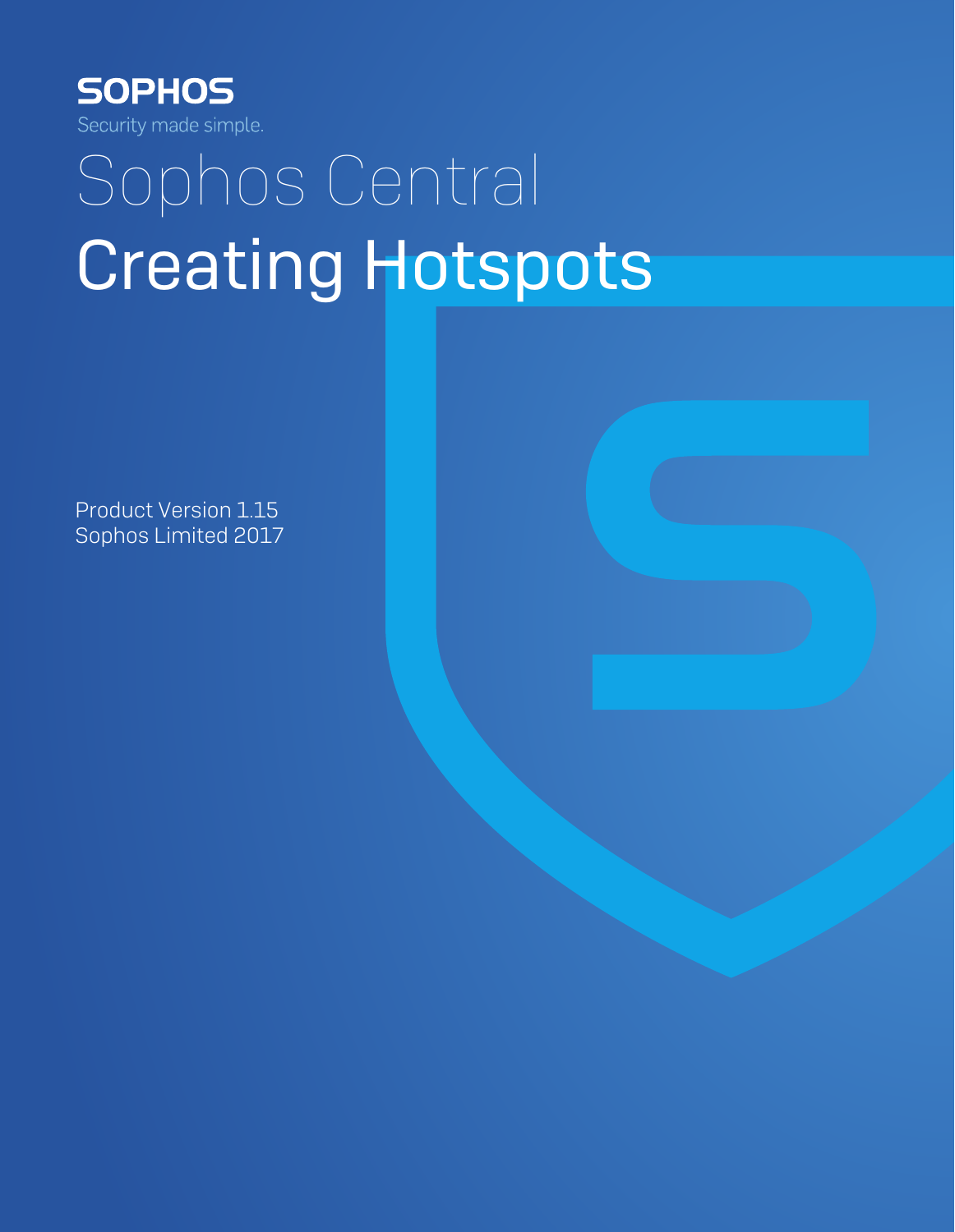SOPHOS

Security made simple.

# Sophos Central

# Creating Hotspots

Product Version 1.15

Sophos Limited 2017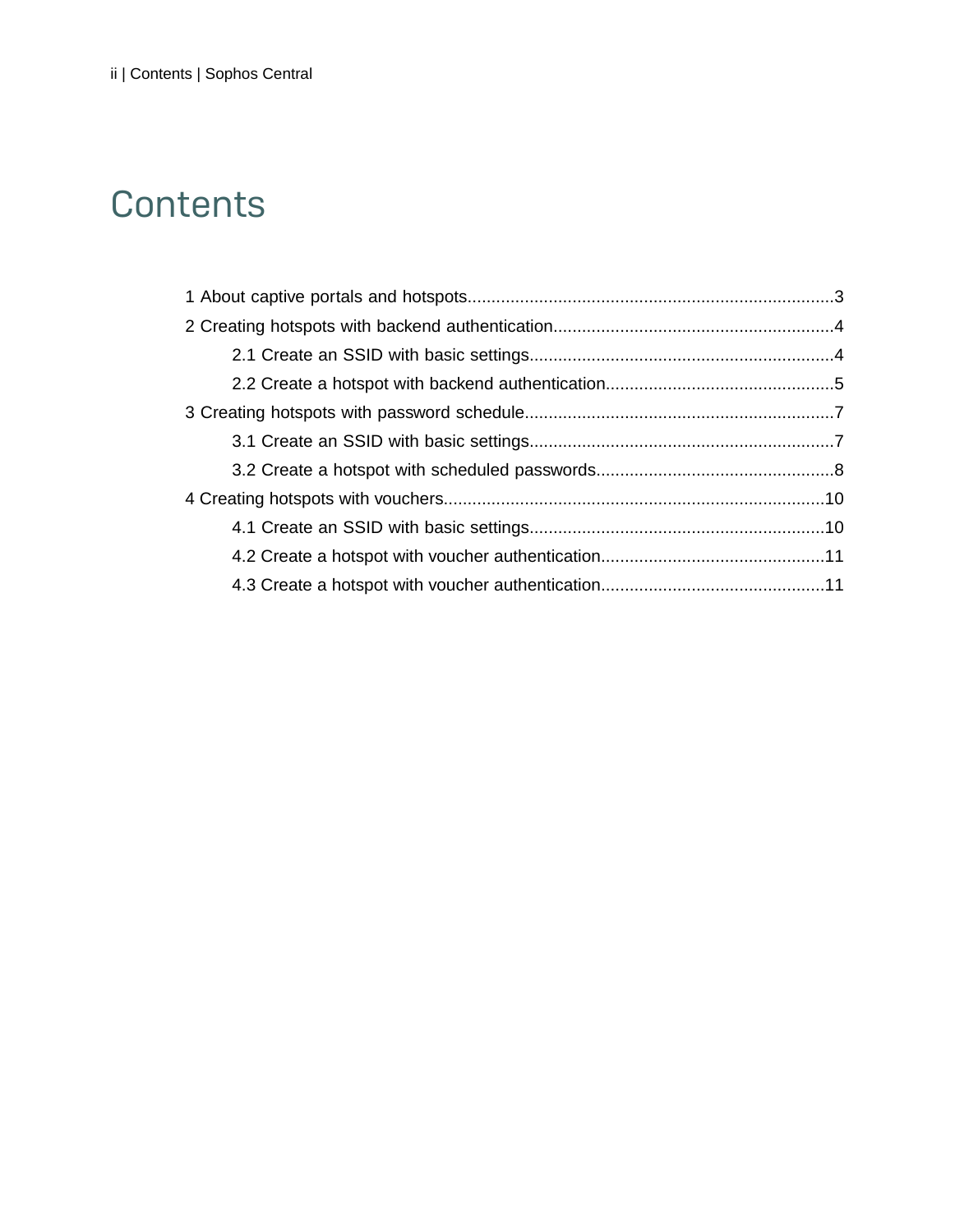# Contents

1 About captive portals and hotspots............................................................................3

2 Creating hotspots with backend authentication..........................................................4

- 2.1 Create an SSID with basic settings...............................................................4
- 2.2 Create a hotspot with backend authentication...............................................5

3 Creating hotspots with password schedule................................................................7

- 3.1 Create an SSID with basic settings...............................................................7
- 3.2 Create a hotspot with scheduled passwords.................................................8

4 Creating hotspots with vouchers...............................................................................10

- 4.1 Create an SSID with basic settings.............................................................10
- 4.2 Create a hotspot with voucher authentication..............................................11
- 4.3 Create a hotspot with voucher authentication..............................................11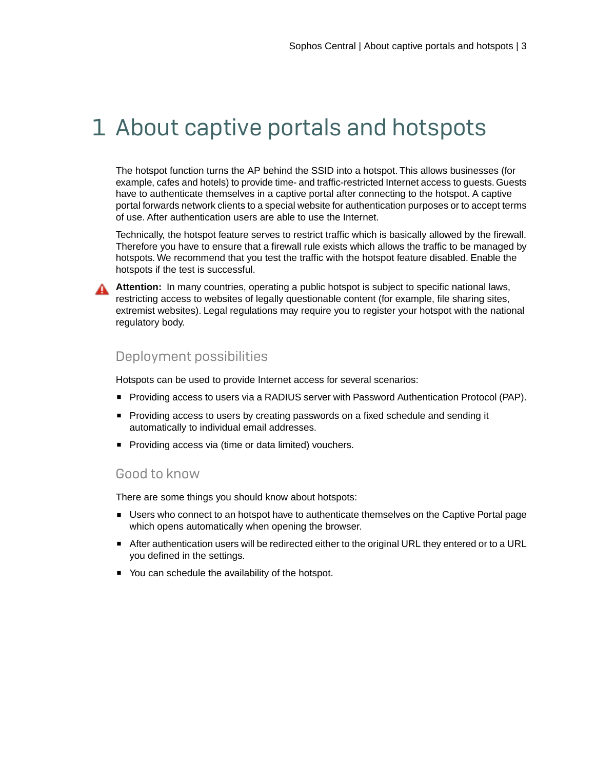# 1 About captive portals and hotspots

The hotspot function turns the AP behind the SSID into a hotspot. This allows businesses (for example, cafes and hotels) to provide time- and traffic-restricted Internet access to guests. Guests have to authenticate themselves in a captive portal after connecting to the hotspot. A captive portal forwards network clients to a special website for authentication purposes or to accept terms of use. After authentication users are able to use the Internet.

Technically, the hotspot feature serves to restrict traffic which is basically allowed by the firewall. Therefore you have to ensure that a firewall rule exists which allows the traffic to be managed by hotspots. We recommend that you test the traffic with the hotspot feature disabled. Enable the hotspots if the test is successful.

**Attention:** In many countries, operating a public hotspot is subject to specific national laws, restricting access to websites of legally questionable content (for example, file sharing sites, extremist websites). Legal regulations may require you to register your hotspot with the national regulatory body.

## Deployment possibilities

Hotspots can be used to provide Internet access for several scenarios:

- Providing access to users via a RADIUS server with Password Authentication Protocol (PAP).
- Providing access to users by creating passwords on a fixed schedule and sending it automatically to individual email addresses.
- Providing access via (time or data limited) vouchers.

## Good to know

There are some things you should know about hotspots:

- Users who connect to an hotspot have to authenticate themselves on the Captive Portal page which opens automatically when opening the browser.
- After authentication users will be redirected either to the original URL they entered or to a URL you defined in the settings.
- You can schedule the availability of the hotspot.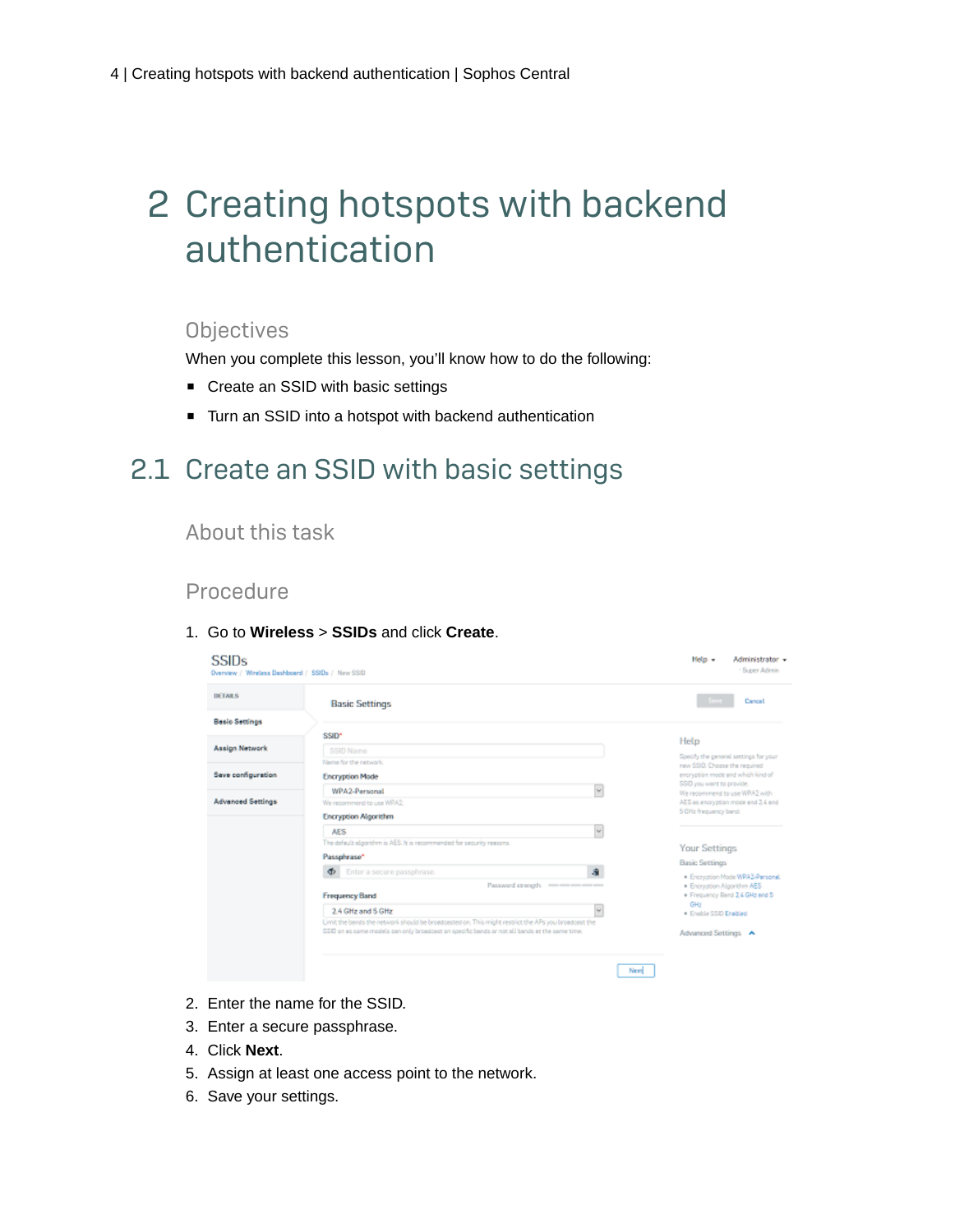# 2 Creating hotspots with backend authentication

### Objectives

When you complete this lesson, you'll know how to do the following:

- Create an SSID with basic settings
- Turn an SSID into a hotspot with backend authentication

## 2.1 Create an SSID with basic settings

### About this task

### Procedure

1. Go to **Wireless** > **SSIDs** and click **Create**.
2. Enter the name for the SSID.
3. Enter a secure passphrase.
4. Click **Next**.
5. Assign at least one access point to the network.
6. Save your settings.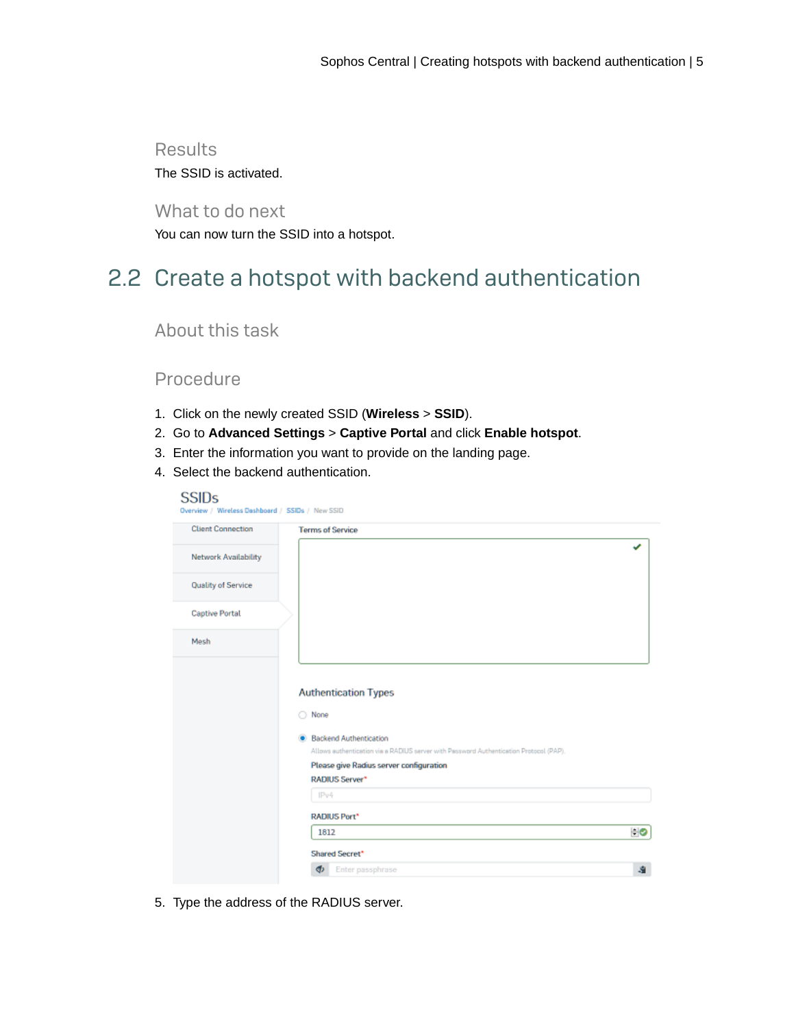### Results

The SSID is activated.

### What to do next

You can now turn the SSID into a hotspot.

## 2.2 Create a hotspot with backend authentication

### About this task

### Procedure

1. Click on the newly created SSID (**Wireless** > **SSID**).
2. Go to **Advanced Settings** > **Captive Portal** and click **Enable hotspot**.
3. Enter the information you want to provide on the landing page.
4. Select the backend authentication.
5. Type the address of the RADIUS server.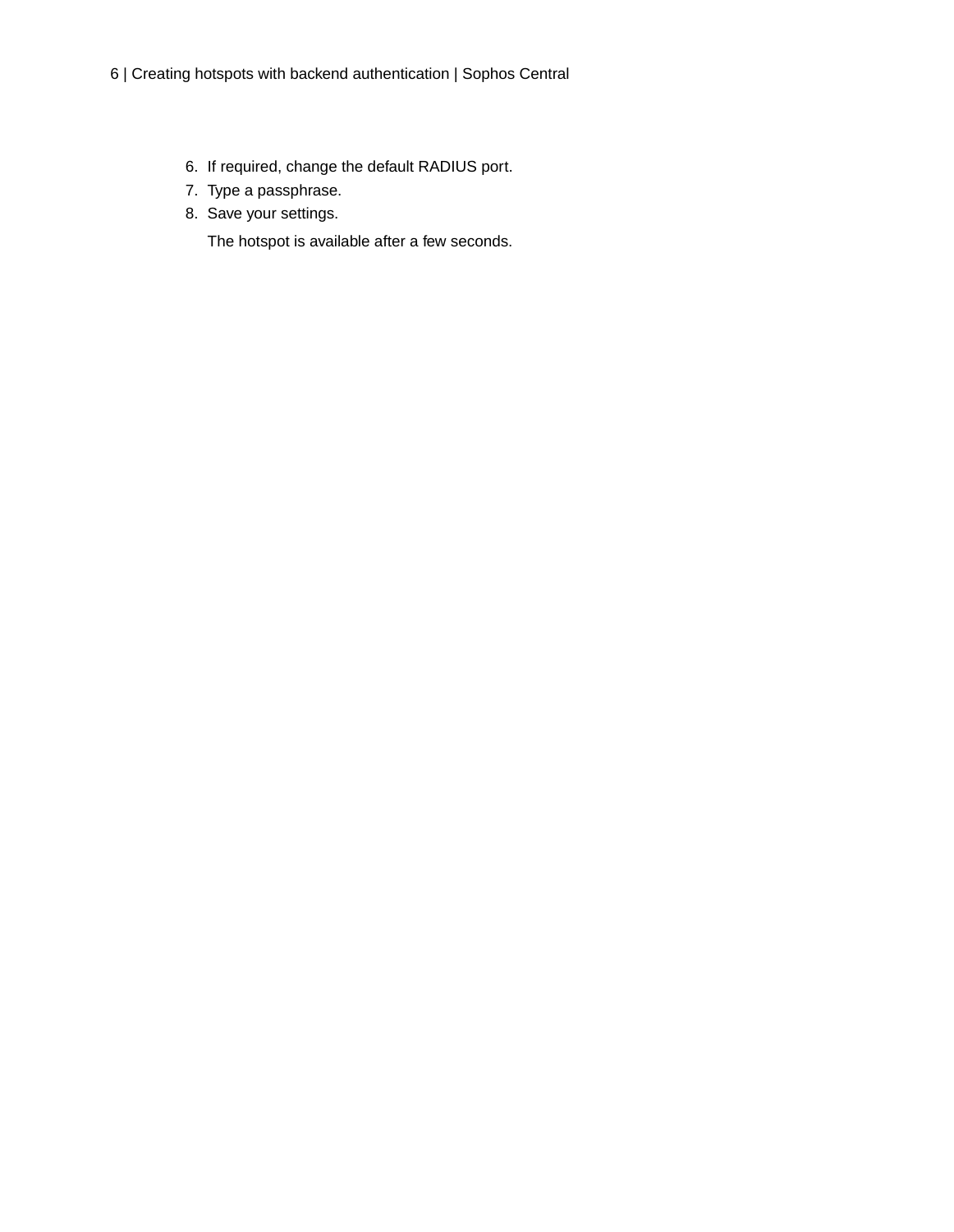6. If required, change the default RADIUS port.
7. Type a passphrase.
8. Save your settings.

   The hotspot is available after a few seconds.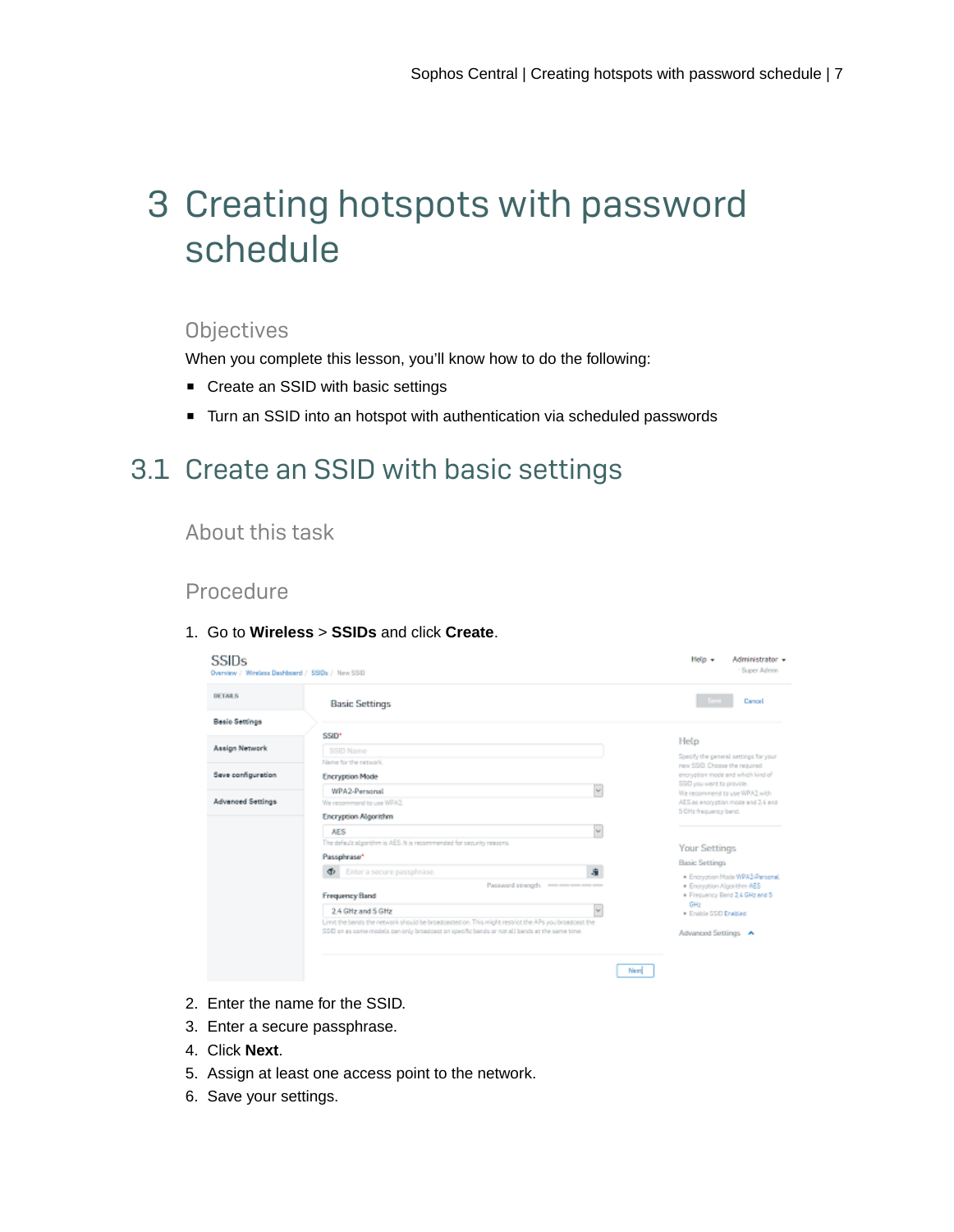# 3 Creating hotspots with password schedule

### Objectives

When you complete this lesson, you'll know how to do the following:

- Create an SSID with basic settings
- Turn an SSID into an hotspot with authentication via scheduled passwords

## 3.1 Create an SSID with basic settings

### About this task

### Procedure

1. Go to **Wireless** > **SSIDs** and click **Create**.
2. Enter the name for the SSID.
3. Enter a secure passphrase.
4. Click **Next**.
5. Assign at least one access point to the network.
6. Save your settings.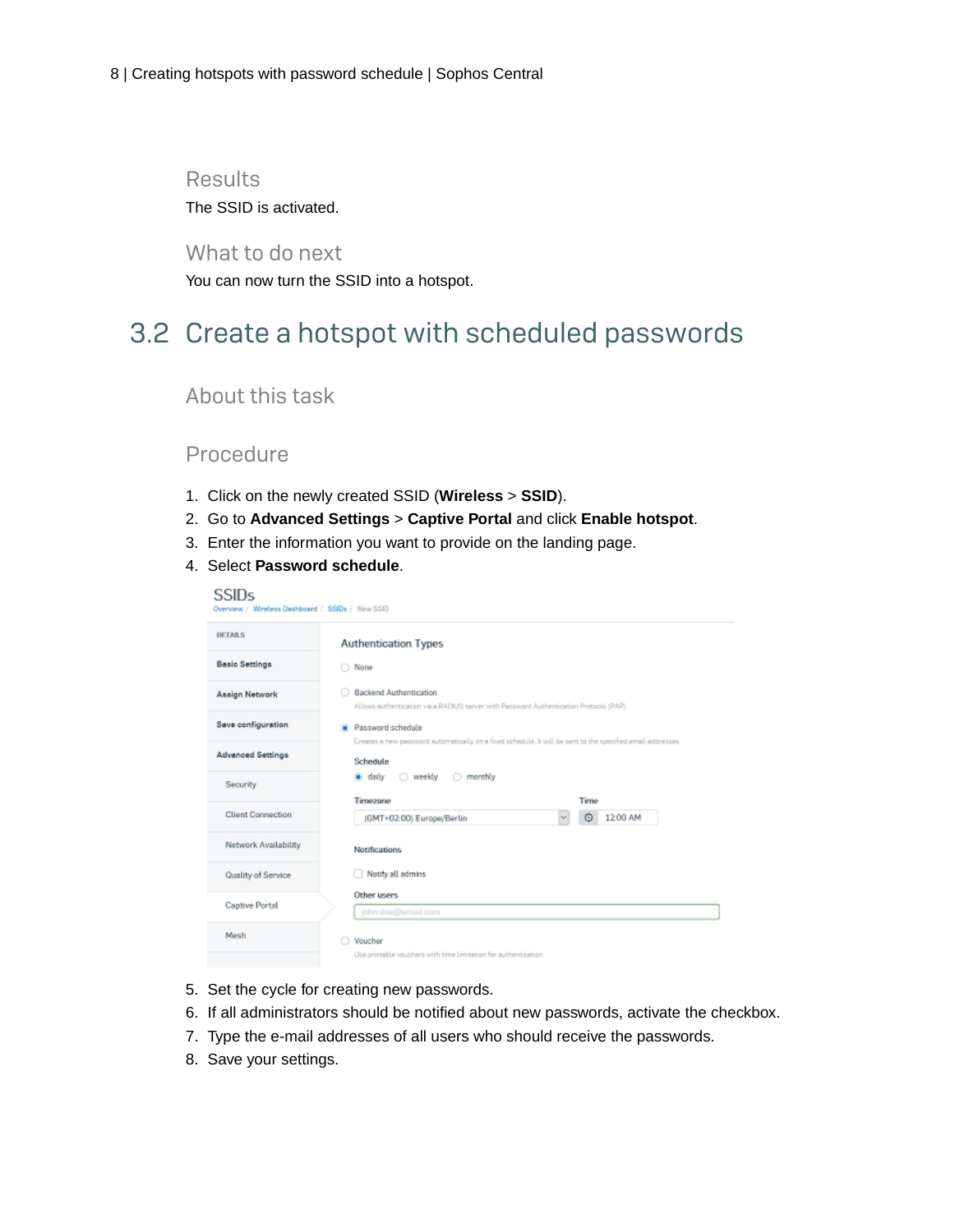### Results

The SSID is activated.

### What to do next

You can now turn the SSID into a hotspot.

## 3.2 Create a hotspot with scheduled passwords

### About this task

### Procedure

1. Click on the newly created SSID (**Wireless** > **SSID**).
2. Go to **Advanced Settings** > **Captive Portal** and click **Enable hotspot**.
3. Enter the information you want to provide on the landing page.
4. Select **Password schedule**.
5. Set the cycle for creating new passwords.
6. If all administrators should be notified about new passwords, activate the checkbox.
7. Type the e-mail addresses of all users who should receive the passwords.
8. Save your settings.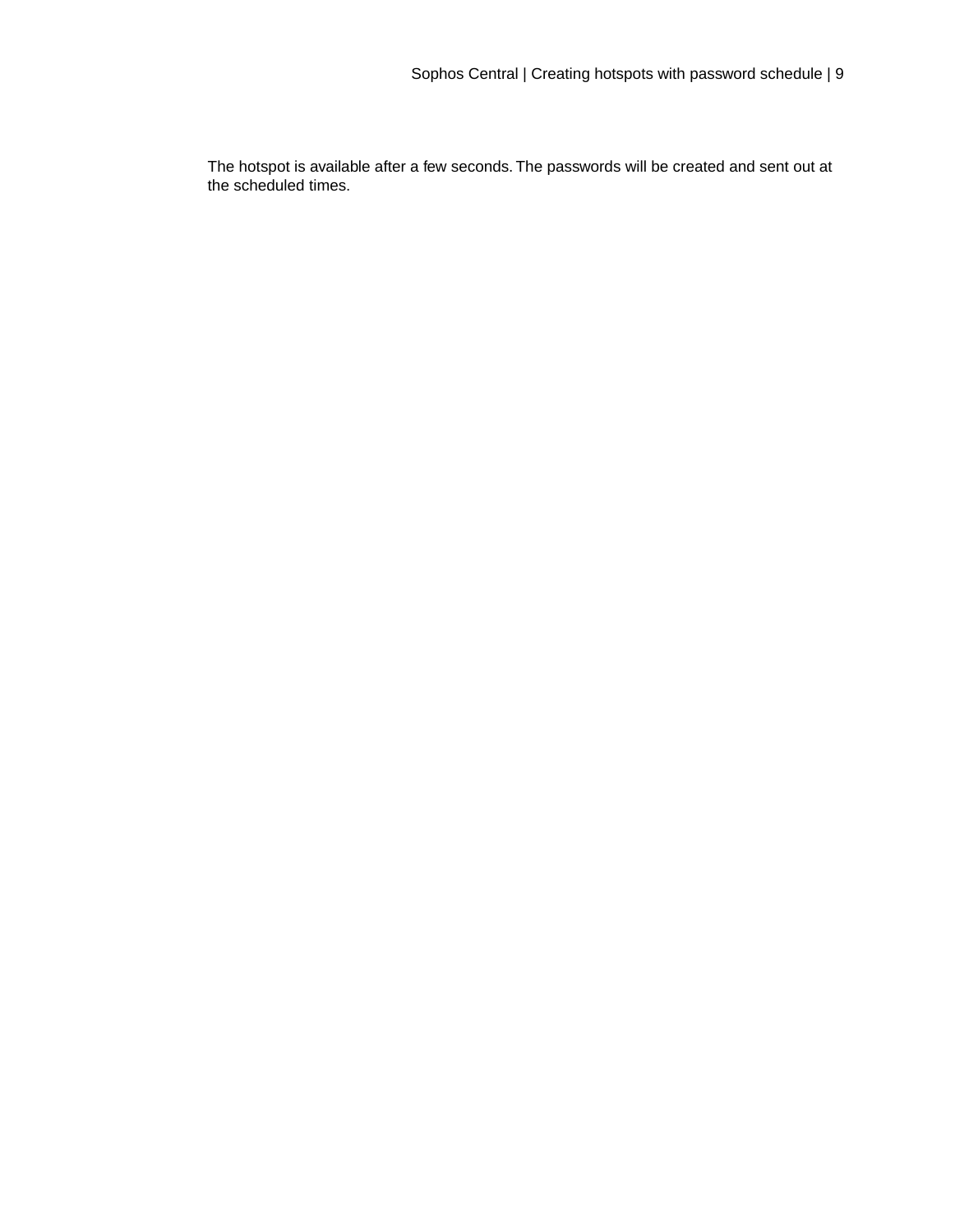The hotspot is available after a few seconds. The passwords will be created and sent out at the scheduled times.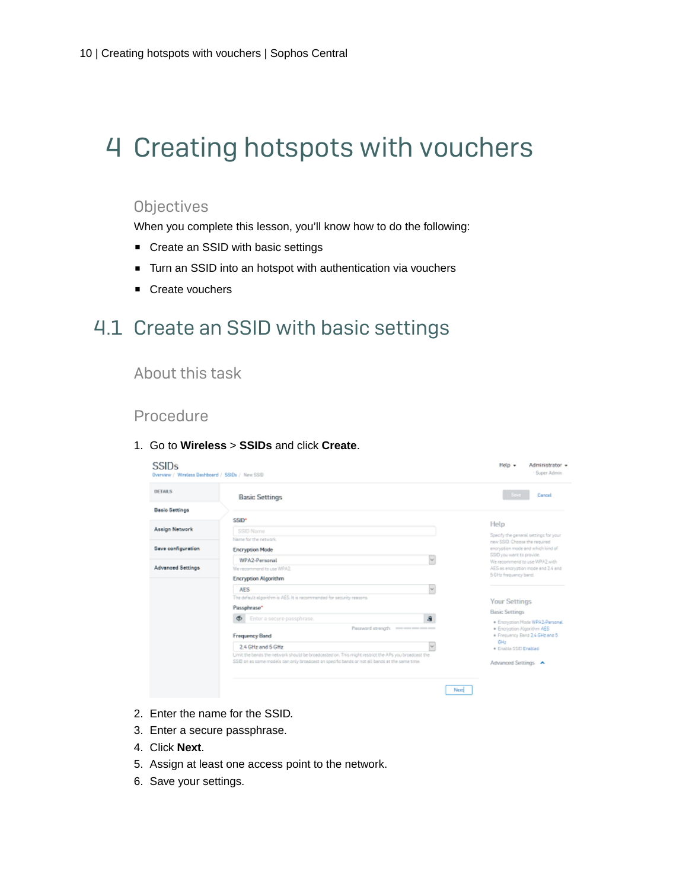# 4 Creating hotspots with vouchers

### Objectives

When you complete this lesson, you'll know how to do the following:

- Create an SSID with basic settings
- Turn an SSID into an hotspot with authentication via vouchers
- Create vouchers

## 4.1 Create an SSID with basic settings

### About this task

### Procedure

1. Go to **Wireless** > **SSIDs** and click **Create**.
2. Enter the name for the SSID.
3. Enter a secure passphrase.
4. Click **Next**.
5. Assign at least one access point to the network.
6. Save your settings.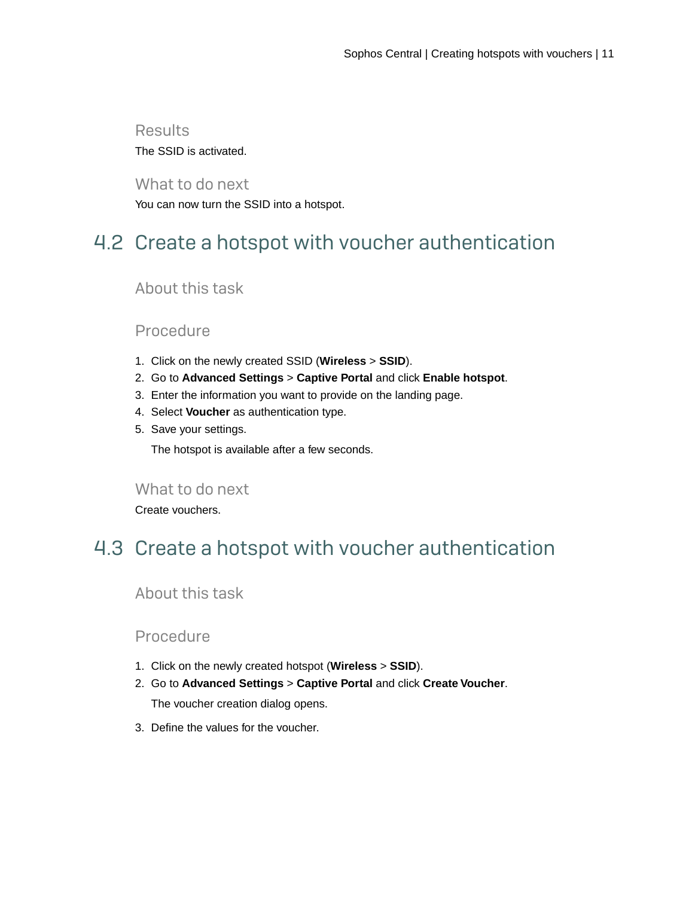### Results

The SSID is activated.

### What to do next

You can now turn the SSID into a hotspot.

## 4.2 Create a hotspot with voucher authentication

### About this task

### Procedure

1. Click on the newly created SSID (**Wireless** > **SSID**).
2. Go to **Advanced Settings** > **Captive Portal** and click **Enable hotspot**.
3. Enter the information you want to provide on the landing page.
4. Select **Voucher** as authentication type.
5. Save your settings.

   The hotspot is available after a few seconds.

### What to do next

Create vouchers.

## 4.3 Create a hotspot with voucher authentication

### About this task

### Procedure

1. Click on the newly created hotspot (**Wireless** > **SSID**).
2. Go to **Advanced Settings** > **Captive Portal** and click **Create Voucher**.

   The voucher creation dialog opens.

3. Define the values for the voucher.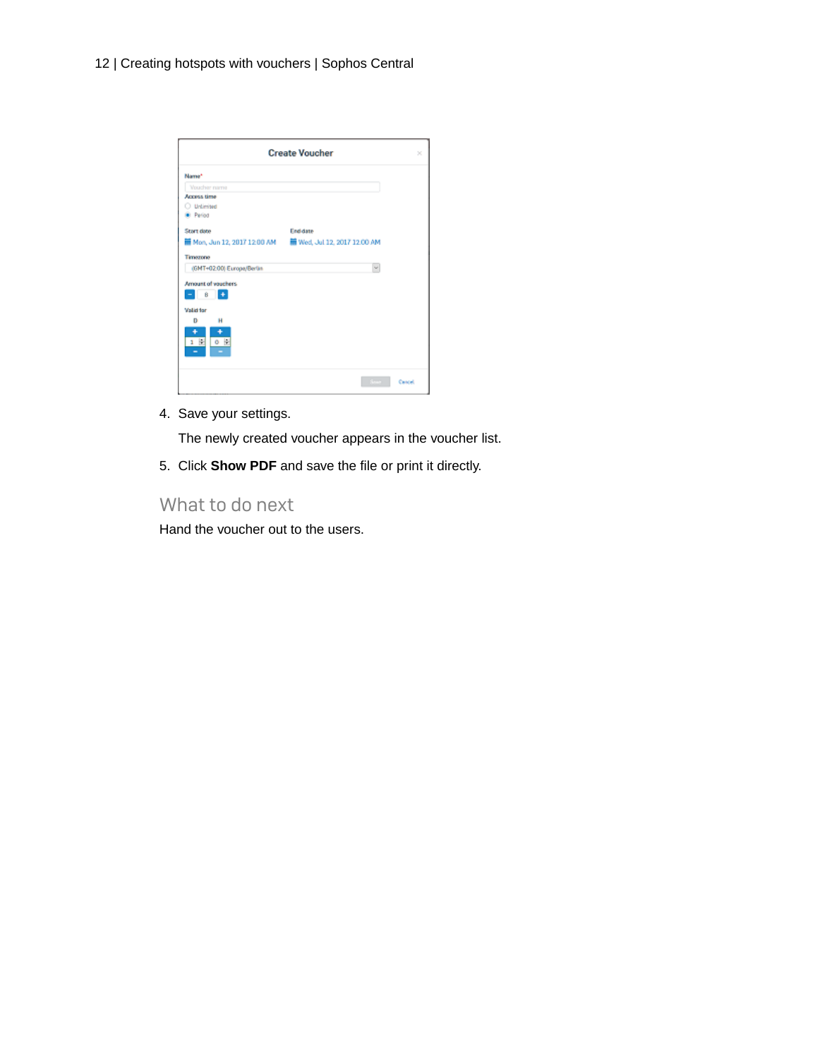4. Save your settings.

   The newly created voucher appears in the voucher list.

5. Click **Show PDF** and save the file or print it directly.

## What to do next

Hand the voucher out to the users.